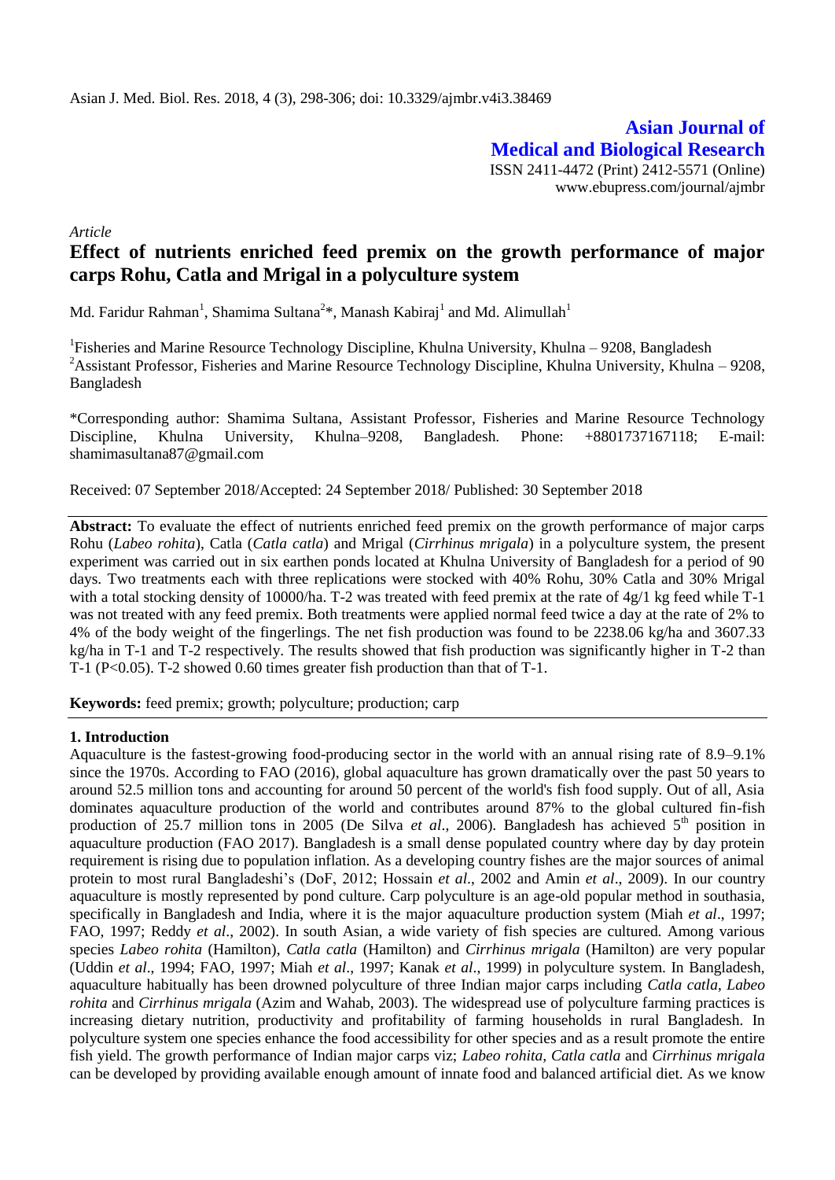Asian J. Med. Biol. Res. 2018, 4 (3), 298-306; doi: 10.3329/ajmbr.v4i3.38469

**Asian Journal of Medical and Biological Research**

ISSN 2411-4472 (Print) 2412-5571 (Online)
www.ebupress.com/journal/ajmbr

*Article*

# Effect of nutrients enriched feed premix on the growth performance of major carps Rohu, Catla and Mrigal in a polyculture system

Md. Faridur Rahman[1], Shamima Sultana[2]*, Manash Kabiraj[1] and Md. Alimullah[1]

[1]Fisheries and Marine Resource Technology Discipline, Khulna University, Khulna – 9208, Bangladesh

[2]Assistant Professor, Fisheries and Marine Resource Technology Discipline, Khulna University, Khulna – 9208, Bangladesh

*Corresponding author: Shamima Sultana, Assistant Professor, Fisheries and Marine Resource Technology Discipline, Khulna University, Khulna–9208, Bangladesh. Phone: +8801737167118; E-mail: shamimasultana87@gmail.com

Received: 07 September 2018/Accepted: 24 September 2018/ Published: 30 September 2018

**Abstract:** To evaluate the effect of nutrients enriched feed premix on the growth performance of major carps Rohu (*Labeo rohita*), Catla (*Catla catla*) and Mrigal (*Cirrhinus mrigala*) in a polyculture system, the present experiment was carried out in six earthen ponds located at Khulna University of Bangladesh for a period of 90 days. Two treatments each with three replications were stocked with 40% Rohu, 30% Catla and 30% Mrigal with a total stocking density of 10000/ha. T-2 was treated with feed premix at the rate of 4g/1 kg feed while T-1 was not treated with any feed premix. Both treatments were applied normal feed twice a day at the rate of 2% to 4% of the body weight of the fingerlings. The net fish production was found to be 2238.06 kg/ha and 3607.33 kg/ha in T-1 and T-2 respectively. The results showed that fish production was significantly higher in T-2 than T-1 (P<0.05). T-2 showed 0.60 times greater fish production than that of T-1.

**Keywords:** feed premix; growth; polyculture; production; carp

## 1. Introduction

Aquaculture is the fastest-growing food-producing sector in the world with an annual rising rate of 8.9–9.1% since the 1970s. According to FAO (2016), global aquaculture has grown dramatically over the past 50 years to around 52.5 million tons and accounting for around 50 percent of the world's fish food supply. Out of all, Asia dominates aquaculture production of the world and contributes around 87% to the global cultured fin-fish production of 25.7 million tons in 2005 (De Silva *et al*., 2006). Bangladesh has achieved 5[th] position in aquaculture production (FAO 2017). Bangladesh is a small dense populated country where day by day protein requirement is rising due to population inflation. As a developing country fishes are the major sources of animal protein to most rural Bangladeshi's (DoF, 2012; Hossain *et al*., 2002 and Amin *et al*., 2009). In our country aquaculture is mostly represented by pond culture. Carp polyculture is an age-old popular method in southasia, specifically in Bangladesh and India, where it is the major aquaculture production system (Miah *et al*., 1997; FAO, 1997; Reddy *et al*., 2002). In south Asian, a wide variety of fish species are cultured. Among various species *Labeo rohita* (Hamilton), *Catla catla* (Hamilton) and *Cirrhinus mrigala* (Hamilton) are very popular (Uddin *et al*., 1994; FAO, 1997; Miah *et al*., 1997; Kanak *et al*., 1999) in polyculture system. In Bangladesh, aquaculture habitually has been drowned polyculture of three Indian major carps including *Catla catla*, *Labeo rohita* and *Cirrhinus mrigala* (Azim and Wahab, 2003). The widespread use of polyculture farming practices is increasing dietary nutrition, productivity and profitability of farming households in rural Bangladesh. In polyculture system one species enhance the food accessibility for other species and as a result promote the entire fish yield. The growth performance of Indian major carps viz; *Labeo rohita, Catla catla* and *Cirrhinus mrigala* can be developed by providing available enough amount of innate food and balanced artificial diet. As we know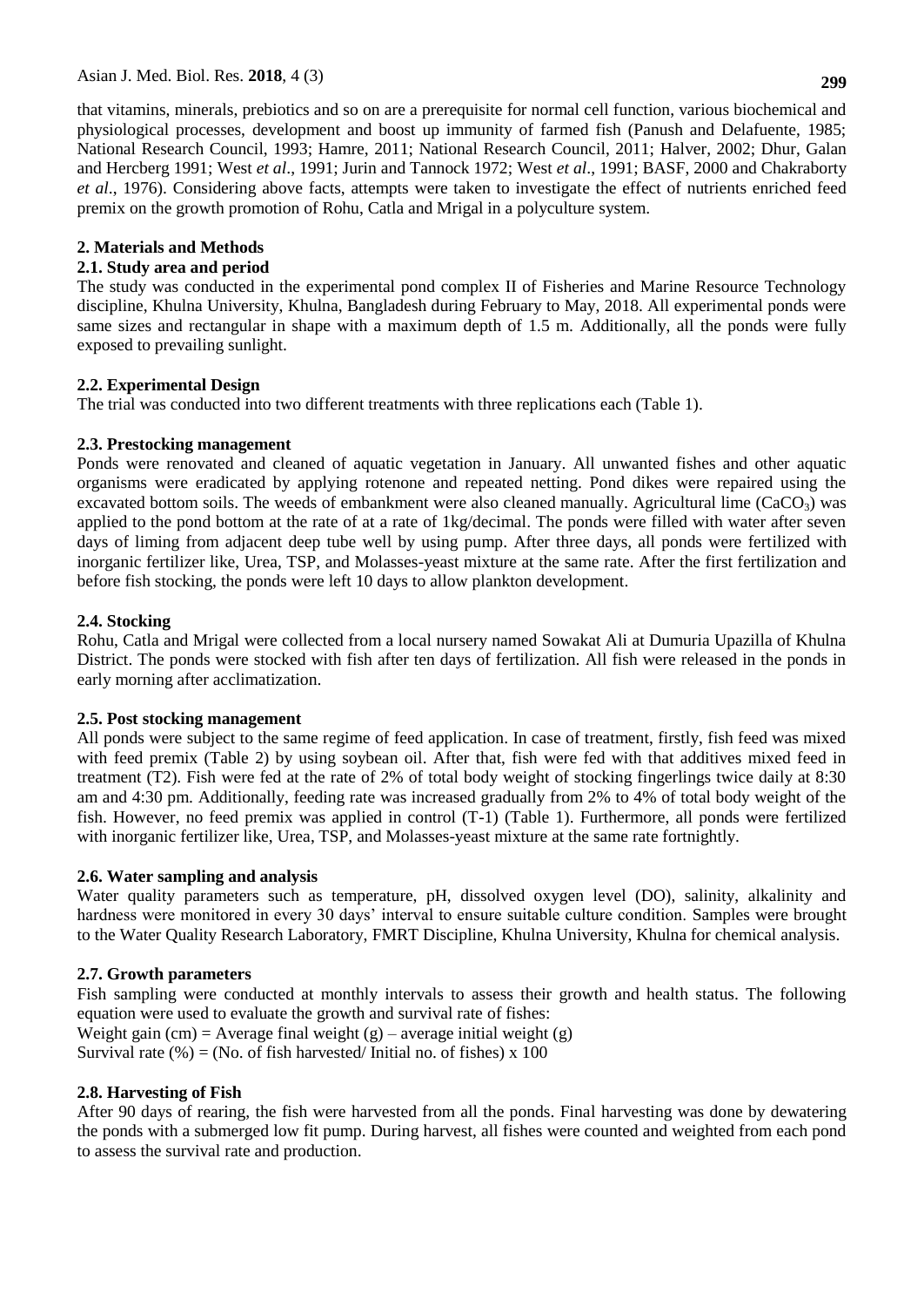that vitamins, minerals, prebiotics and so on are a prerequisite for normal cell function, various biochemical and physiological processes, development and boost up immunity of farmed fish (Panush and Delafuente, 1985; National Research Council, 1993; Hamre, 2011; National Research Council, 2011; Halver, 2002; Dhur, Galan and Hercberg 1991; West *et al*., 1991; Jurin and Tannock 1972; West *et al*., 1991; BASF, 2000 and Chakraborty *et al*., 1976). Considering above facts, attempts were taken to investigate the effect of nutrients enriched feed premix on the growth promotion of Rohu, Catla and Mrigal in a polyculture system.

## 2. Materials and Methods

### 2.1. Study area and period

The study was conducted in the experimental pond complex II of Fisheries and Marine Resource Technology discipline, Khulna University, Khulna, Bangladesh during February to May, 2018. All experimental ponds were same sizes and rectangular in shape with a maximum depth of 1.5 m. Additionally, all the ponds were fully exposed to prevailing sunlight.

### 2.2. Experimental Design

The trial was conducted into two different treatments with three replications each (Table 1).

### 2.3. Prestocking management

Ponds were renovated and cleaned of aquatic vegetation in January. All unwanted fishes and other aquatic organisms were eradicated by applying rotenone and repeated netting. Pond dikes were repaired using the excavated bottom soils. The weeds of embankment were also cleaned manually. Agricultural lime ($CaCO_3$) was applied to the pond bottom at the rate of at a rate of 1kg/decimal. The ponds were filled with water after seven days of liming from adjacent deep tube well by using pump. After three days, all ponds were fertilized with inorganic fertilizer like, Urea, TSP, and Molasses-yeast mixture at the same rate. After the first fertilization and before fish stocking, the ponds were left 10 days to allow plankton development.

### 2.4. Stocking

Rohu, Catla and Mrigal were collected from a local nursery named Sowakat Ali at Dumuria Upazilla of Khulna District. The ponds were stocked with fish after ten days of fertilization. All fish were released in the ponds in early morning after acclimatization.

### 2.5. Post stocking management

All ponds were subject to the same regime of feed application. In case of treatment, firstly, fish feed was mixed with feed premix (Table 2) by using soybean oil. After that, fish were fed with that additives mixed feed in treatment (T2). Fish were fed at the rate of 2% of total body weight of stocking fingerlings twice daily at 8:30 am and 4:30 pm. Additionally, feeding rate was increased gradually from 2% to 4% of total body weight of the fish. However, no feed premix was applied in control (T-1) (Table 1). Furthermore, all ponds were fertilized with inorganic fertilizer like, Urea, TSP, and Molasses-yeast mixture at the same rate fortnightly.

### 2.6. Water sampling and analysis

Water quality parameters such as temperature, pH, dissolved oxygen level (DO), salinity, alkalinity and hardness were monitored in every 30 days' interval to ensure suitable culture condition. Samples were brought to the Water Quality Research Laboratory, FMRT Discipline, Khulna University, Khulna for chemical analysis.

### 2.7. Growth parameters

Fish sampling were conducted at monthly intervals to assess their growth and health status. The following equation were used to evaluate the growth and survival rate of fishes:

Weight gain (cm) = Average final weight (g) – average initial weight (g)

Survival rate (%) = (No. of fish harvested/ Initial no. of fishes) x 100

### 2.8. Harvesting of Fish

After 90 days of rearing, the fish were harvested from all the ponds. Final harvesting was done by dewatering the ponds with a submerged low fit pump. During harvest, all fishes were counted and weighted from each pond to assess the survival rate and production.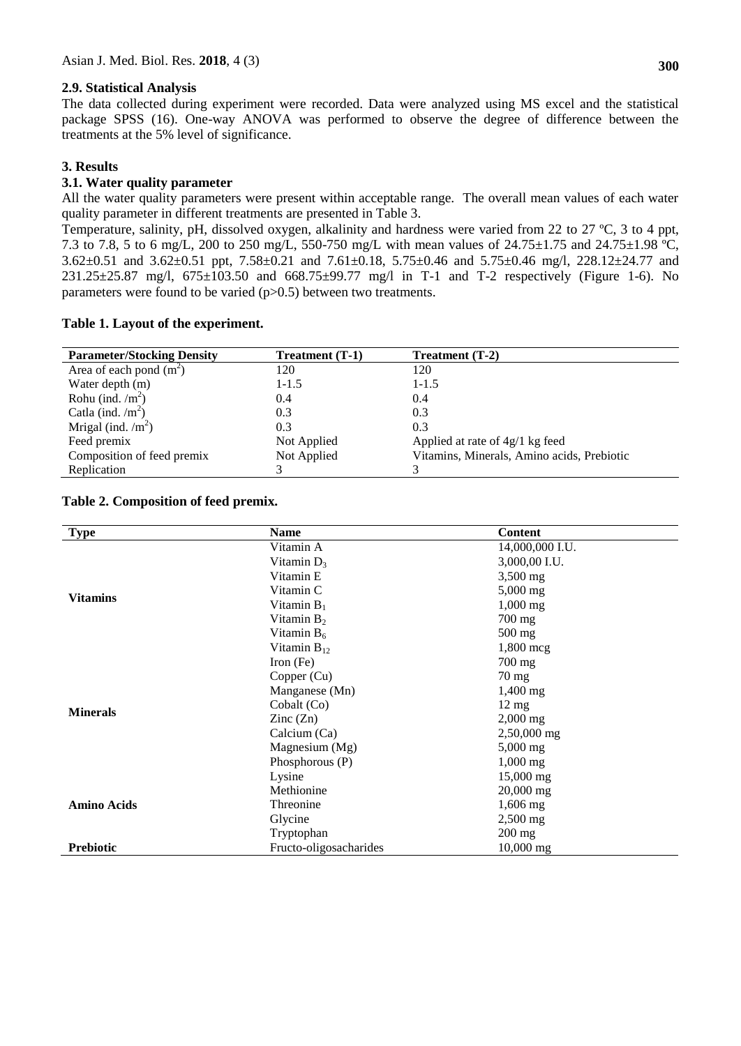### 2.9. Statistical Analysis

The data collected during experiment were recorded. Data were analyzed using MS excel and the statistical package SPSS (16). One-way ANOVA was performed to observe the degree of difference between the treatments at the 5% level of significance.

## 3. Results

### 3.1. Water quality parameter

All the water quality parameters were present within acceptable range. The overall mean values of each water quality parameter in different treatments are presented in Table 3.

Temperature, salinity, pH, dissolved oxygen, alkalinity and hardness were varied from 22 to 27 ºC, 3 to 4 ppt, 7.3 to 7.8, 5 to 6 mg/L, 200 to 250 mg/L, 550-750 mg/L with mean values of 24.75±1.75 and 24.75±1.98 ºC, 3.62±0.51 and 3.62±0.51 ppt, 7.58±0.21 and 7.61±0.18, 5.75±0.46 and 5.75±0.46 mg/l, 228.12±24.77 and 231.25±25.87 mg/l, 675±103.50 and 668.75±99.77 mg/l in T-1 and T-2 respectively (Figure 1-6). No parameters were found to be varied (p>0.5) between two treatments.

**Table 1. Layout of the experiment.**

| Parameter/Stocking Density | Treatment (T-1) | Treatment (T-2) |
|---|---|---|
| Area of each pond ($m^2$) | 120 | 120 |
| Water depth (m) | 1-1.5 | 1-1.5 |
| Rohu (ind. /$m^2$) | 0.4 | 0.4 |
| Catla (ind. /$m^2$) | 0.3 | 0.3 |
| Mrigal (ind. /$m^2$) | 0.3 | 0.3 |
| Feed premix | Not Applied | Applied at rate of 4g/1 kg feed |
| Composition of feed premix | Not Applied | Vitamins, Minerals, Amino acids, Prebiotic |
| Replication | 3 | 3 |

**Table 2. Composition of feed premix.**

| Type | Name | Content |
|---|---|---|
| **Vitamins** | Vitamin A | 14,000,000 I.U. |
| | Vitamin $D_3$ | 3,000,00 I.U. |
| | Vitamin E | 3,500 mg |
| | Vitamin C | 5,000 mg |
| | Vitamin $B_1$ | 1,000 mg |
| | Vitamin $B_2$ | 700 mg |
| | Vitamin $B_6$ | 500 mg |
| | Vitamin $B_{12}$ | 1,800 mcg |
| **Minerals** | Iron (Fe) | 700 mg |
| | Copper (Cu) | 70 mg |
| | Manganese (Mn) | 1,400 mg |
| | Cobalt (Co) | 12 mg |
| | Zinc (Zn) | 2,000 mg |
| | Calcium (Ca) | 2,50,000 mg |
| | Magnesium (Mg) | 5,000 mg |
| | Phosphorous (P) | 1,000 mg |
| **Amino Acids** | Lysine | 15,000 mg |
| | Methionine | 20,000 mg |
| | Threonine | 1,606 mg |
| | Glycine | 2,500 mg |
| | Tryptophan | 200 mg |
| **Prebiotic** | Fructo-oligosacharides | 10,000 mg |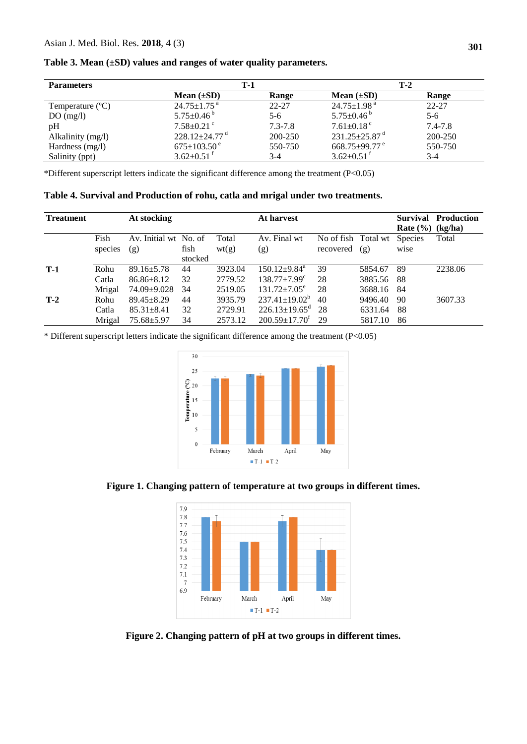**Table 3. Mean (±SD) values and ranges of water quality parameters.**

| Parameters | T-1 | | T-2 | |
|---|---|---|---|---|
| | Mean (±SD) | Range | Mean (±SD) | Range |
| Temperature (°C) | 24.75±1.75 [a] | 22-27 | 24.75±1.98 [a] | 22-27 |
| DO (mg/l) | 5.75±0.46 [b] | 5-6 | 5.75±0.46 [b] | 5-6 |
| pH | 7.58±0.21 [c] | 7.3-7.8 | 7.61±0.18 [c] | 7.4-7.8 |
| Alkalinity (mg/l) | 228.12±24.77 [d] | 200-250 | 231.25±25.87 [d] | 200-250 |
| Hardness (mg/l) | 675±103.50 [e] | 550-750 | 668.75±99.77 [e] | 550-750 |
| Salinity (ppt) | 3.62±0.51 [f] | 3-4 | 3.62±0.51 [f] | 3-4 |

*Different superscript letters indicate the significant difference among the treatment (P<0.05)

**Table 4. Survival and Production of rohu, catla and mrigal under two treatments.**

| Treatment | | At stocking | | | At harvest | | | Survival Rate (%) | Production (kg/ha) |
|---|---|---|---|---|---|---|---|---|---|
| | Fish species | Av. Initial wt (g) | No. of fish stocked | Total wt(g) | Av. Final wt (g) | No of fish recovered | Total wt (g) | Species wise | Total |
| **T-1** | Rohu | 89.16±5.78 | 44 | 3923.04 | 150.12±9.84[a] | 39 | 5854.67 | 89 | 2238.06 |
| | Catla | 86.86±8.12 | 32 | 2779.52 | 138.77±7.99[c] | 28 | 3885.56 | 88 | |
| | Mrigal | 74.09±9.028 | 34 | 2519.05 | 131.72±7.05[e] | 28 | 3688.16 | 84 | |
| **T-2** | Rohu | 89.45±8.29 | 44 | 3935.79 | 237.41±19.02[b] | 40 | 9496.40 | 90 | 3607.33 |
| | Catla | 85.31±8.41 | 32 | 2729.91 | 226.13±19.65[d] | 28 | 6331.64 | 88 | |
| | Mrigal | 75.68±5.97 | 34 | 2573.12 | 200.59±17.70[f] | 29 | 5817.10 | 86 | |

\* Different superscript letters indicate the significant difference among the treatment (P<0.05)

**Figure 1. Changing pattern of temperature at two groups in different times.**

**Figure 2. Changing pattern of pH at two groups in different times.**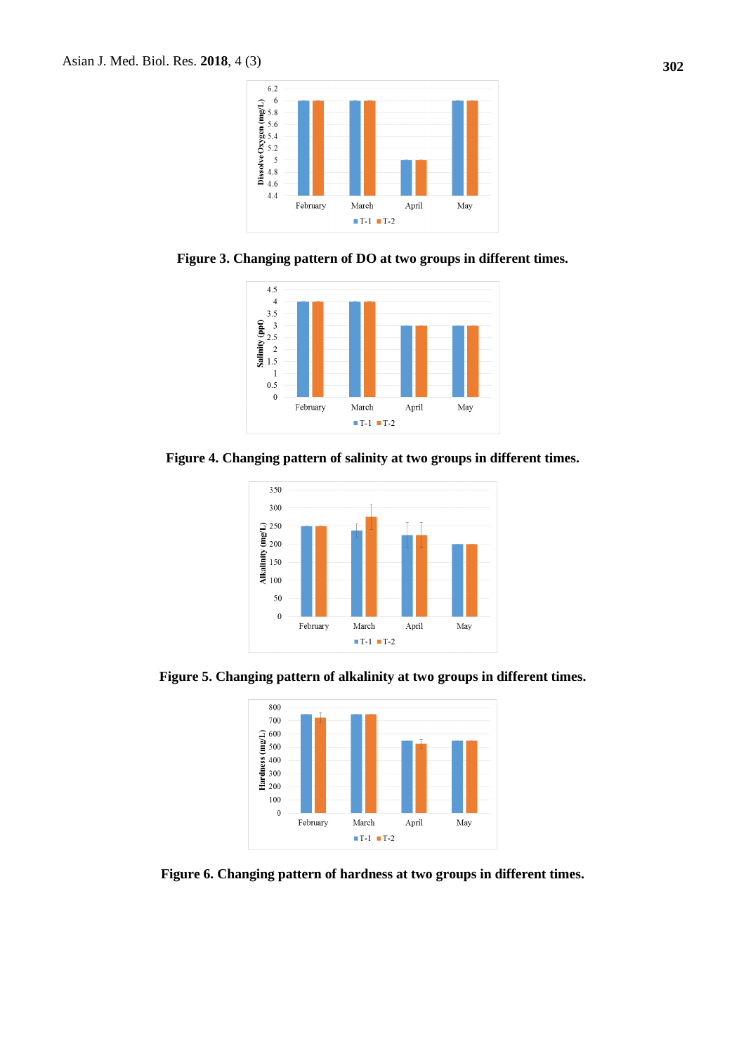Figure 3. Changing pattern of DO at two groups in different times.

Figure 4. Changing pattern of salinity at two groups in different times.

Figure 5. Changing pattern of alkalinity at two groups in different times.

Figure 6. Changing pattern of hardness at two groups in different times.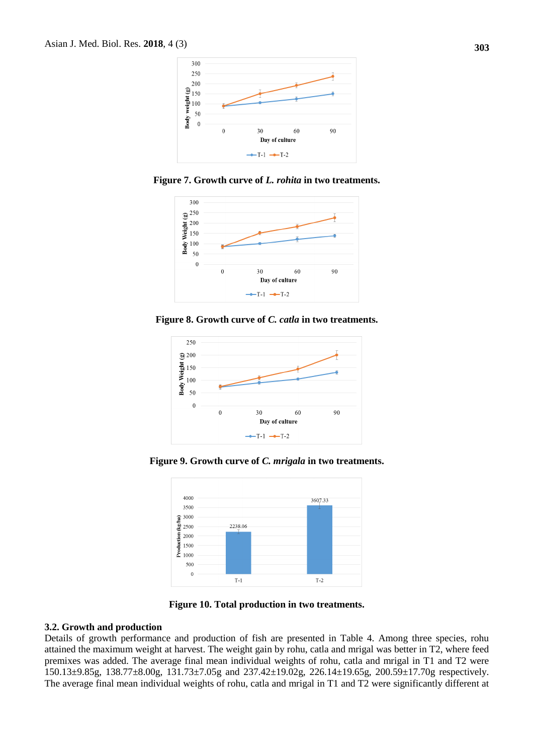Figure 7. Growth curve of *L. rohita* in two treatments.

Figure 8. Growth curve of *C. catla* in two treatments.

Figure 9. Growth curve of *C. mrigala* in two treatments.

Figure 10. Total production in two treatments.

### 3.2. Growth and production

Details of growth performance and production of fish are presented in Table 4. Among three species, rohu attained the maximum weight at harvest. The weight gain by rohu, catla and mrigal was better in T2, where feed premixes was added. The average final mean individual weights of rohu, catla and mrigal in T1 and T2 were 150.13±9.85g, 138.77±8.00g, 131.73±7.05g and 237.42±19.02g, 226.14±19.65g, 200.59±17.70g respectively. The average final mean individual weights of rohu, catla and mrigal in T1 and T2 were significantly different at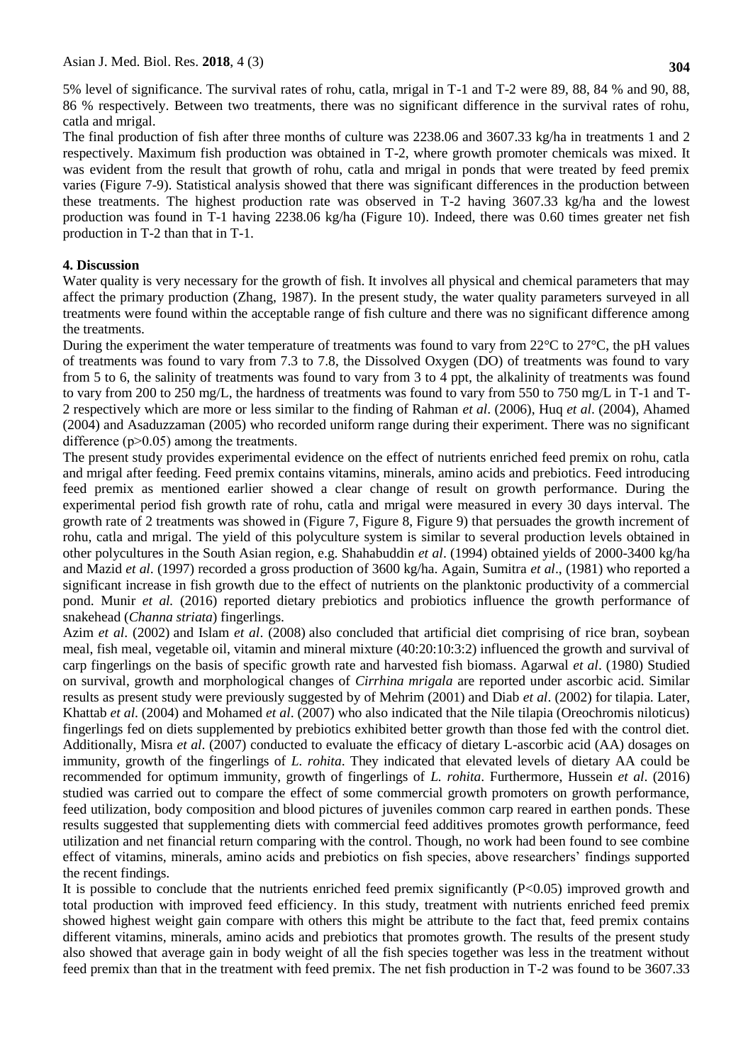5% level of significance. The survival rates of rohu, catla, mrigal in T-1 and T-2 were 89, 88, 84 % and 90, 88, 86 % respectively. Between two treatments, there was no significant difference in the survival rates of rohu, catla and mrigal.

The final production of fish after three months of culture was 2238.06 and 3607.33 kg/ha in treatments 1 and 2 respectively. Maximum fish production was obtained in T-2, where growth promoter chemicals was mixed. It was evident from the result that growth of rohu, catla and mrigal in ponds that were treated by feed premix varies (Figure 7-9). Statistical analysis showed that there was significant differences in the production between these treatments. The highest production rate was observed in T-2 having 3607.33 kg/ha and the lowest production was found in T-1 having 2238.06 kg/ha (Figure 10). Indeed, there was 0.60 times greater net fish production in T-2 than that in T-1.

## 4. Discussion

Water quality is very necessary for the growth of fish. It involves all physical and chemical parameters that may affect the primary production (Zhang, 1987). In the present study, the water quality parameters surveyed in all treatments were found within the acceptable range of fish culture and there was no significant difference among the treatments.

During the experiment the water temperature of treatments was found to vary from 22°C to 27°C, the pH values of treatments was found to vary from 7.3 to 7.8, the Dissolved Oxygen (DO) of treatments was found to vary from 5 to 6, the salinity of treatments was found to vary from 3 to 4 ppt, the alkalinity of treatments was found to vary from 200 to 250 mg/L, the hardness of treatments was found to vary from 550 to 750 mg/L in T-1 and T-2 respectively which are more or less similar to the finding of Rahman *et al*. (2006), Huq *et al*. (2004), Ahamed (2004) and Asaduzzaman (2005) who recorded uniform range during their experiment. There was no significant difference ($p>0.05$) among the treatments.

The present study provides experimental evidence on the effect of nutrients enriched feed premix on rohu, catla and mrigal after feeding. Feed premix contains vitamins, minerals, amino acids and prebiotics. Feed introducing feed premix as mentioned earlier showed a clear change of result on growth performance. During the experimental period fish growth rate of rohu, catla and mrigal were measured in every 30 days interval. The growth rate of 2 treatments was showed in (Figure 7, Figure 8, Figure 9) that persuades the growth increment of rohu, catla and mrigal. The yield of this polyculture system is similar to several production levels obtained in other polycultures in the South Asian region, e.g. Shahabuddin *et al*. (1994) obtained yields of 2000-3400 kg/ha and Mazid *et al*. (1997) recorded a gross production of 3600 kg/ha. Again, Sumitra *et al*., (1981) who reported a significant increase in fish growth due to the effect of nutrients on the planktonic productivity of a commercial pond. Munir *et al.* (2016) reported dietary prebiotics and probiotics influence the growth performance of snakehead (*Channa striata*) fingerlings.

Azim *et al*. (2002) and Islam *et al*. (2008) also concluded that artificial diet comprising of rice bran, soybean meal, fish meal, vegetable oil, vitamin and mineral mixture (40:20:10:3:2) influenced the growth and survival of carp fingerlings on the basis of specific growth rate and harvested fish biomass. Agarwal *et al*. (1980) Studied on survival, growth and morphological changes of *Cirrhina mrigala* are reported under ascorbic acid. Similar results as present study were previously suggested by of Mehrim (2001) and Diab *et al*. (2002) for tilapia. Later, Khattab *et al*. (2004) and Mohamed *et al*. (2007) who also indicated that the Nile tilapia (Oreochromis niloticus) fingerlings fed on diets supplemented by prebiotics exhibited better growth than those fed with the control diet. Additionally, Misra *et al*. (2007) conducted to evaluate the efficacy of dietary L-ascorbic acid (AA) dosages on immunity, growth of the fingerlings of *L. rohita*. They indicated that elevated levels of dietary AA could be recommended for optimum immunity, growth of fingerlings of *L. rohita*. Furthermore, Hussein *et al*. (2016) studied was carried out to compare the effect of some commercial growth promoters on growth performance, feed utilization, body composition and blood pictures of juveniles common carp reared in earthen ponds. These results suggested that supplementing diets with commercial feed additives promotes growth performance, feed utilization and net financial return comparing with the control. Though, no work had been found to see combine effect of vitamins, minerals, amino acids and prebiotics on fish species, above researchers' findings supported the recent findings.

It is possible to conclude that the nutrients enriched feed premix significantly ($P<0.05$) improved growth and total production with improved feed efficiency. In this study, treatment with nutrients enriched feed premix showed highest weight gain compare with others this might be attribute to the fact that, feed premix contains different vitamins, minerals, amino acids and prebiotics that promotes growth. The results of the present study also showed that average gain in body weight of all the fish species together was less in the treatment without feed premix than that in the treatment with feed premix. The net fish production in T-2 was found to be 3607.33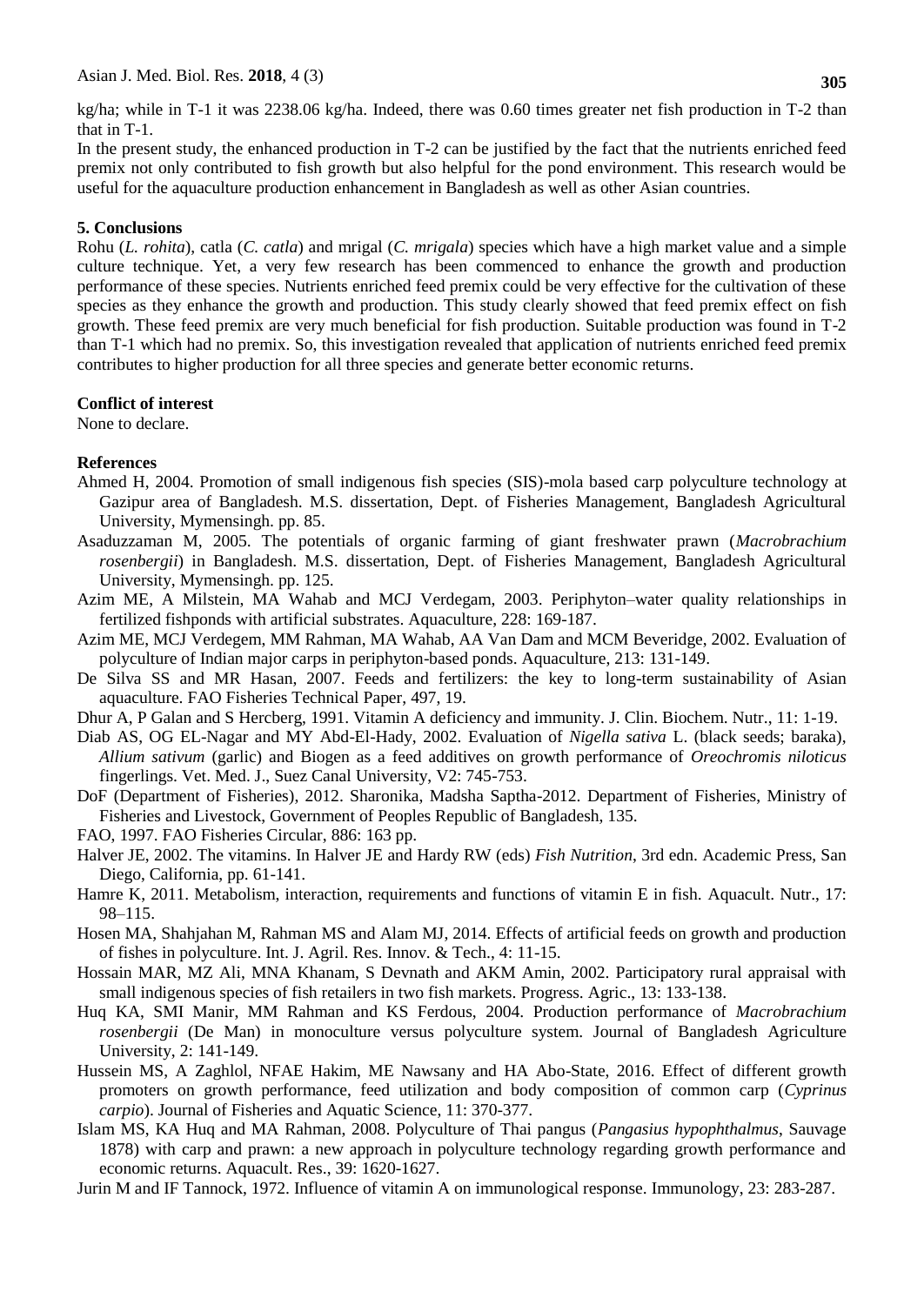kg/ha; while in T-1 it was 2238.06 kg/ha. Indeed, there was 0.60 times greater net fish production in T-2 than that in T-1.

In the present study, the enhanced production in T-2 can be justified by the fact that the nutrients enriched feed premix not only contributed to fish growth but also helpful for the pond environment. This research would be useful for the aquaculture production enhancement in Bangladesh as well as other Asian countries.

## 5. Conclusions

Rohu (*L. rohita*), catla (*C. catla*) and mrigal (*C. mrigala*) species which have a high market value and a simple culture technique. Yet, a very few research has been commenced to enhance the growth and production performance of these species. Nutrients enriched feed premix could be very effective for the cultivation of these species as they enhance the growth and production. This study clearly showed that feed premix effect on fish growth. These feed premix are very much beneficial for fish production. Suitable production was found in T-2 than T-1 which had no premix. So, this investigation revealed that application of nutrients enriched feed premix contributes to higher production for all three species and generate better economic returns.

## Conflict of interest

None to declare.

## References

Ahmed H, 2004. Promotion of small indigenous fish species (SIS)-mola based carp polyculture technology at Gazipur area of Bangladesh. M.S. dissertation, Dept. of Fisheries Management, Bangladesh Agricultural University, Mymensingh. pp. 85.

Asaduzzaman M, 2005. The potentials of organic farming of giant freshwater prawn (*Macrobrachium rosenbergii*) in Bangladesh. M.S. dissertation, Dept. of Fisheries Management, Bangladesh Agricultural University, Mymensingh. pp. 125.

Azim ME, A Milstein, MA Wahab and MCJ Verdegam, 2003. Periphyton–water quality relationships in fertilized fishponds with artificial substrates. Aquaculture, 228: 169-187.

Azim ME, MCJ Verdegem, MM Rahman, MA Wahab, AA Van Dam and MCM Beveridge, 2002. Evaluation of polyculture of Indian major carps in periphyton-based ponds. Aquaculture, 213: 131-149.

De Silva SS and MR Hasan, 2007. Feeds and fertilizers: the key to long-term sustainability of Asian aquaculture. FAO Fisheries Technical Paper, 497, 19.

Dhur A, P Galan and S Hercberg, 1991. Vitamin A deficiency and immunity. J. Clin. Biochem. Nutr., 11: 1-19.

Diab AS, OG EL-Nagar and MY Abd-El-Hady, 2002. Evaluation of *Nigella sativa* L. (black seeds; baraka), *Allium sativum* (garlic) and Biogen as a feed additives on growth performance of *Oreochromis niloticus* fingerlings. Vet. Med. J., Suez Canal University, V2: 745-753.

DoF (Department of Fisheries), 2012. Sharonika, Madsha Saptha-2012. Department of Fisheries, Ministry of Fisheries and Livestock, Government of Peoples Republic of Bangladesh, 135.

FAO, 1997. FAO Fisheries Circular, 886: 163 pp.

Halver JE, 2002. The vitamins. In Halver JE and Hardy RW (eds) *Fish Nutrition*, 3rd edn. Academic Press, San Diego, California, pp. 61-141.

Hamre K, 2011. Metabolism, interaction, requirements and functions of vitamin E in fish. Aquacult. Nutr., 17: 98–115.

Hosen MA, Shahjahan M, Rahman MS and Alam MJ, 2014. Effects of artificial feeds on growth and production of fishes in polyculture. Int. J. Agril. Res. Innov. & Tech., 4: 11-15.

Hossain MAR, MZ Ali, MNA Khanam, S Devnath and AKM Amin, 2002. Participatory rural appraisal with small indigenous species of fish retailers in two fish markets. Progress. Agric., 13: 133-138.

Huq KA, SMI Manir, MM Rahman and KS Ferdous, 2004. Production performance of *Macrobrachium rosenbergii* (De Man) in monoculture versus polyculture system. Journal of Bangladesh Agriculture University, 2: 141-149.

Hussein MS, A Zaghlol, NFAE Hakim, ME Nawsany and HA Abo-State, 2016. Effect of different growth promoters on growth performance, feed utilization and body composition of common carp (*Cyprinus carpio*). Journal of Fisheries and Aquatic Science, 11: 370-377.

Islam MS, KA Huq and MA Rahman, 2008. Polyculture of Thai pangus (*Pangasius hypophthalmus*, Sauvage 1878) with carp and prawn: a new approach in polyculture technology regarding growth performance and economic returns. Aquacult. Res., 39: 1620-1627.

Jurin M and IF Tannock, 1972. Influence of vitamin A on immunological response. Immunology, 23: 283-287.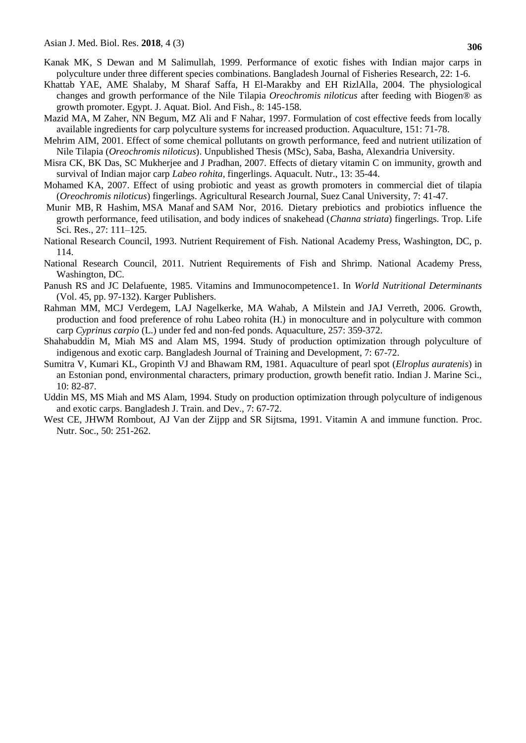Kanak MK, S Dewan and M Salimullah, 1999. Performance of exotic fishes with Indian major carps in polyculture under three different species combinations. Bangladesh Journal of Fisheries Research, 22: 1-6.

Khattab YAE, AME Shalaby, M Sharaf Saffa, H El-Marakby and EH RizlAlla, 2004. The physiological changes and growth performance of the Nile Tilapia *Oreochromis niloticus* after feeding with Biogen® as growth promoter. Egypt. J. Aquat. Biol. And Fish., 8: 145-158.

Mazid MA, M Zaher, NN Begum, MZ Ali and F Nahar, 1997. Formulation of cost effective feeds from locally available ingredients for carp polyculture systems for increased production. Aquaculture, 151: 71-78.

Mehrim AIM, 2001. Effect of some chemical pollutants on growth performance, feed and nutrient utilization of Nile Tilapia (*Oreochromis niloticus*). Unpublished Thesis (MSc), Saba, Basha, Alexandria University.

Misra CK, BK Das, SC Mukherjee and J Pradhan, 2007. Effects of dietary vitamin C on immunity, growth and survival of Indian major carp *Labeo rohita*, fingerlings. Aquacult. Nutr., 13: 35-44.

Mohamed KA, 2007. Effect of using probiotic and yeast as growth promoters in commercial diet of tilapia (*Oreochromis niloticus*) fingerlings. Agricultural Research Journal, Suez Canal University, 7: 41-47.

Munir MB, R Hashim, MSA Manaf and SAM Nor, 2016. Dietary prebiotics and probiotics influence the growth performance, feed utilisation, and body indices of snakehead (*Channa striata*) fingerlings. Trop. Life Sci. Res., 27: 111–125.

National Research Council, 1993. Nutrient Requirement of Fish. National Academy Press, Washington, DC, p. 114.

National Research Council, 2011. Nutrient Requirements of Fish and Shrimp. National Academy Press, Washington, DC.

Panush RS and JC Delafuente, 1985. Vitamins and Immunocompetence1. In *World Nutritional Determinants* (Vol. 45, pp. 97-132). Karger Publishers.

Rahman MM, MCJ Verdegem, LAJ Nagelkerke, MA Wahab, A Milstein and JAJ Verreth, 2006. Growth, production and food preference of rohu Labeo rohita (H.) in monoculture and in polyculture with common carp *Cyprinus carpio* (L.) under fed and non-fed ponds. Aquaculture, 257: 359-372.

Shahabuddin M, Miah MS and Alam MS, 1994. Study of production optimization through polyculture of indigenous and exotic carp. Bangladesh Journal of Training and Development, 7: 67-72.

Sumitra V, Kumari KL, Gropinth VJ and Bhawam RM, 1981. Aquaculture of pearl spot (*Elroplus auratenis*) in an Estonian pond, environmental characters, primary production, growth benefit ratio. Indian J. Marine Sci., 10: 82-87.

Uddin MS, MS Miah and MS Alam, 1994. Study on production optimization through polyculture of indigenous and exotic carps. Bangladesh J. Train. and Dev., 7: 67-72.

West CE, JHWM Rombout, AJ Van der Zijpp and SR Sijtsma, 1991. Vitamin A and immune function. Proc. Nutr. Soc., 50: 251-262.